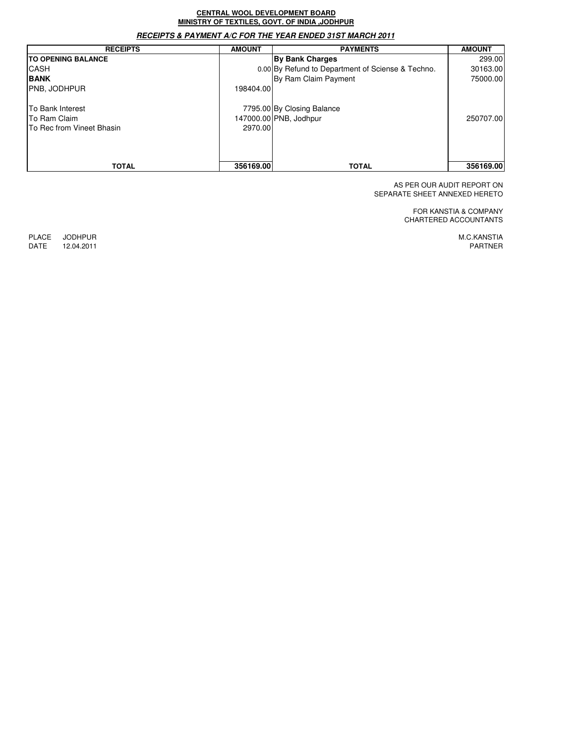**CENTRAL WOOL DEVELOPMENT BOARD**
**MINISTRY OF TEXTILES, GOVT. OF INDIA ,JODHPUR**

***RECEIPTS & PAYMENT A/C FOR THE YEAR ENDED 31ST MARCH 2011***

| RECEIPTS | AMOUNT | PAYMENTS | AMOUNT |
|---|---|---|---|
| **TO OPENING BALANCE** | | **By Bank Charges** | 299.00 |
| CASH | 0.00 | By Refund to Department of Sciense & Techno. | 30163.00 |
| **BANK** | | By Ram Claim Payment | 75000.00 |
| PNB, JODHPUR | 198404.00 | | |
| To Bank Interest | 7795.00 | By Closing Balance | |
| To Ram Claim | 147000.00 | PNB, Jodhpur | 250707.00 |
| To Rec from Vineet Bhasin | 2970.00 | | |
| **TOTAL** | **356169.00** | **TOTAL** | **356169.00** |

AS PER OUR AUDIT REPORT ON
SEPARATE SHEET ANNEXED HERETO

FOR KANSTIA & COMPANY
CHARTERED ACCOUNTANTS

PLACE JODHPUR
DATE 12.04.2011

M.C.KANSTIA
PARTNER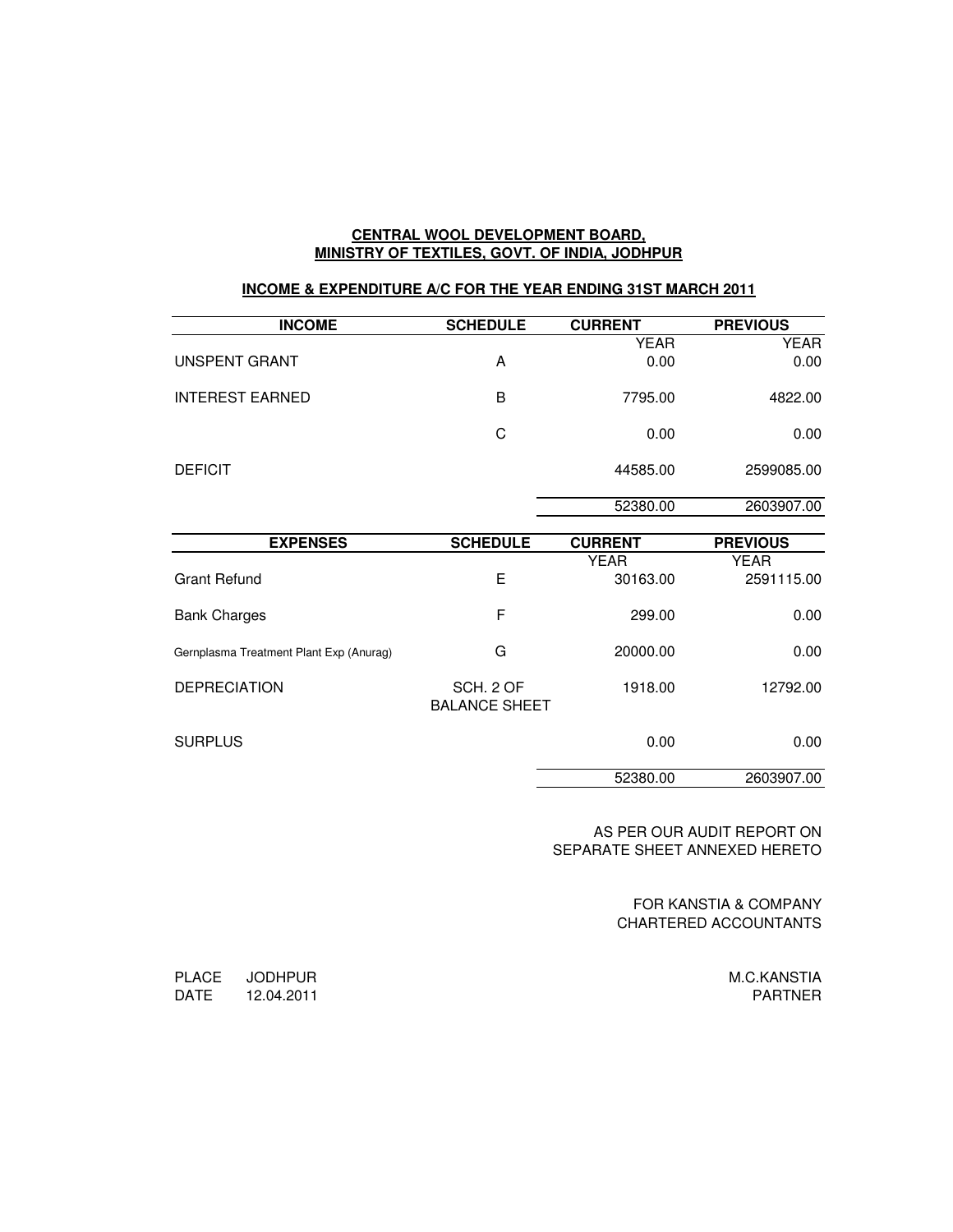**CENTRAL WOOL DEVELOPMENT BOARD,**
**MINISTRY OF TEXTILES, GOVT. OF INDIA, JODHPUR**

**INCOME & EXPENDITURE A/C FOR THE YEAR ENDING 31ST MARCH 2011**

| INCOME | SCHEDULE | CURRENT YEAR | PREVIOUS YEAR |
|---|---|---|---|
| UNSPENT GRANT | A | 0.00 | 0.00 |
| INTEREST EARNED | B | 7795.00 | 4822.00 |
| | C | 0.00 | 0.00 |
| DEFICIT | | 44585.00 | 2599085.00 |
| | | 52380.00 | 2603907.00 |

| EXPENSES | SCHEDULE | CURRENT YEAR | PREVIOUS YEAR |
|---|---|---|---|
| Grant Refund | E | 30163.00 | 2591115.00 |
| Bank Charges | F | 299.00 | 0.00 |
| Gernplasma Treatment Plant Exp (Anurag) | G | 20000.00 | 0.00 |
| DEPRECIATION | SCH. 2 OF BALANCE SHEET | 1918.00 | 12792.00 |
| SURPLUS | | 0.00 | 0.00 |
| | | 52380.00 | 2603907.00 |

AS PER OUR AUDIT REPORT ON
SEPARATE SHEET ANNEXED HERETO

FOR KANSTIA & COMPANY
CHARTERED ACCOUNTANTS

PLACE JODHPUR
DATE 12.04.2011

M.C.KANSTIA
PARTNER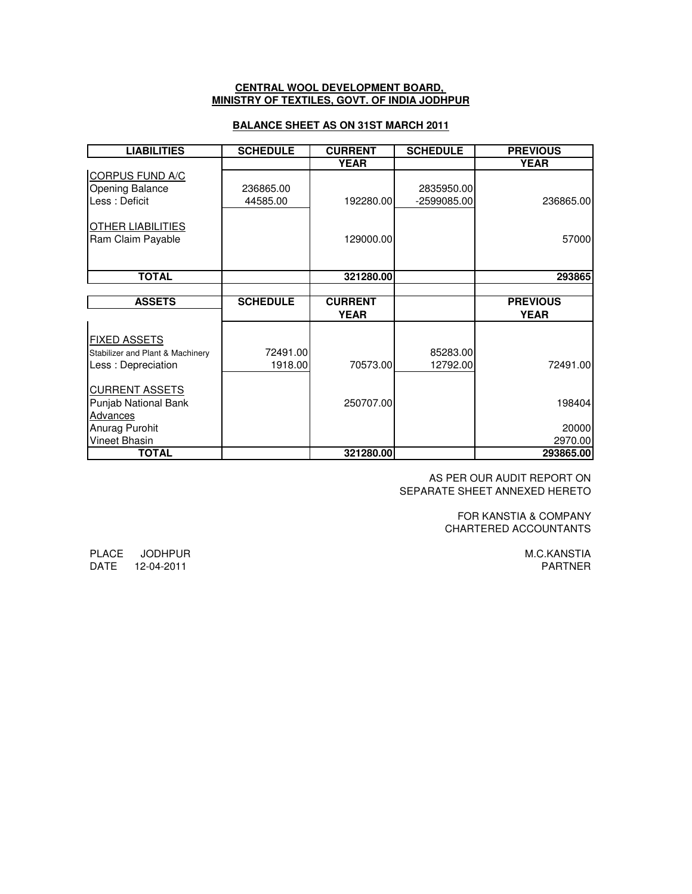**CENTRAL WOOL DEVELOPMENT BOARD,**
**MINISTRY OF TEXTILES, GOVT. OF INDIA JODHPUR**

**BALANCE SHEET AS ON 31ST MARCH 2011**

| LIABILITIES | SCHEDULE | CURRENT YEAR | SCHEDULE | PREVIOUS YEAR |
|---|---|---|---|---|
| CORPUS FUND A/C | | | | |
| Opening Balance | 236865.00 | | 2835950.00 | |
| Less : Deficit | 44585.00 | 192280.00 | -2599085.00 | 236865.00 |
| OTHER LIABILITIES | | | | |
| Ram Claim Payable | | 129000.00 | | 57000 |
| **TOTAL** | | **321280.00** | | **293865** |

| ASSETS | SCHEDULE | CURRENT YEAR | | PREVIOUS YEAR |
|---|---|---|---|---|
| FIXED ASSETS | | | | |
| Stabilizer and Plant & Machinery | 72491.00 | | 85283.00 | |
| Less : Depreciation | 1918.00 | 70573.00 | 12792.00 | 72491.00 |
| CURRENT ASSETS | | | | |
| Punjab National Bank | | 250707.00 | | 198404 |
| Advances | | | | |
| Anurag Purohit | | | | 20000 |
| Vineet Bhasin | | | | 2970.00 |
| **TOTAL** | | **321280.00** | | **293865.00** |

AS PER OUR AUDIT REPORT ON
SEPARATE SHEET ANNEXED HERETO

FOR KANSTIA & COMPANY
CHARTERED ACCOUNTANTS

PLACE JODHPUR
DATE 12-04-2011

M.C.KANSTIA
PARTNER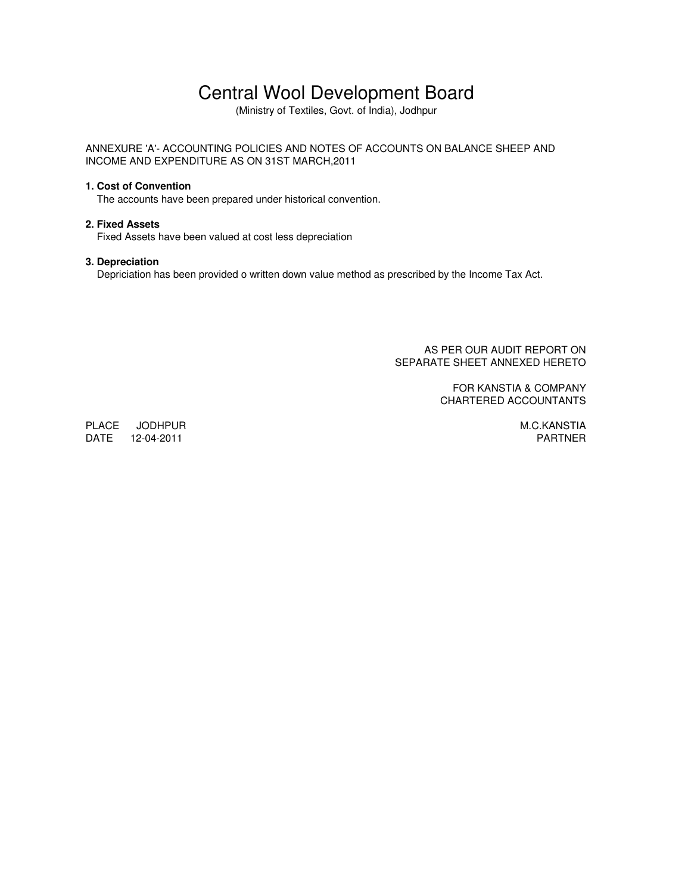# Central Wool Development Board

(Ministry of Textiles, Govt. of India), Jodhpur

ANNEXURE 'A'- ACCOUNTING POLICIES AND NOTES OF ACCOUNTS ON BALANCE SHEEP AND INCOME AND EXPENDITURE AS ON 31ST MARCH,2011

**1. Cost of Convention**

The accounts have been prepared under historical convention.

**2. Fixed Assets**

Fixed Assets have been valued at cost less depreciation

**3. Depreciation**

Depriciation has been provided o written down value method as prescribed by the Income Tax Act.

AS PER OUR AUDIT REPORT ON
SEPARATE SHEET ANNEXED HERETO

FOR KANSTIA & COMPANY
CHARTERED ACCOUNTANTS

PLACE JODHPUR
DATE 12-04-2011

M.C.KANSTIA
PARTNER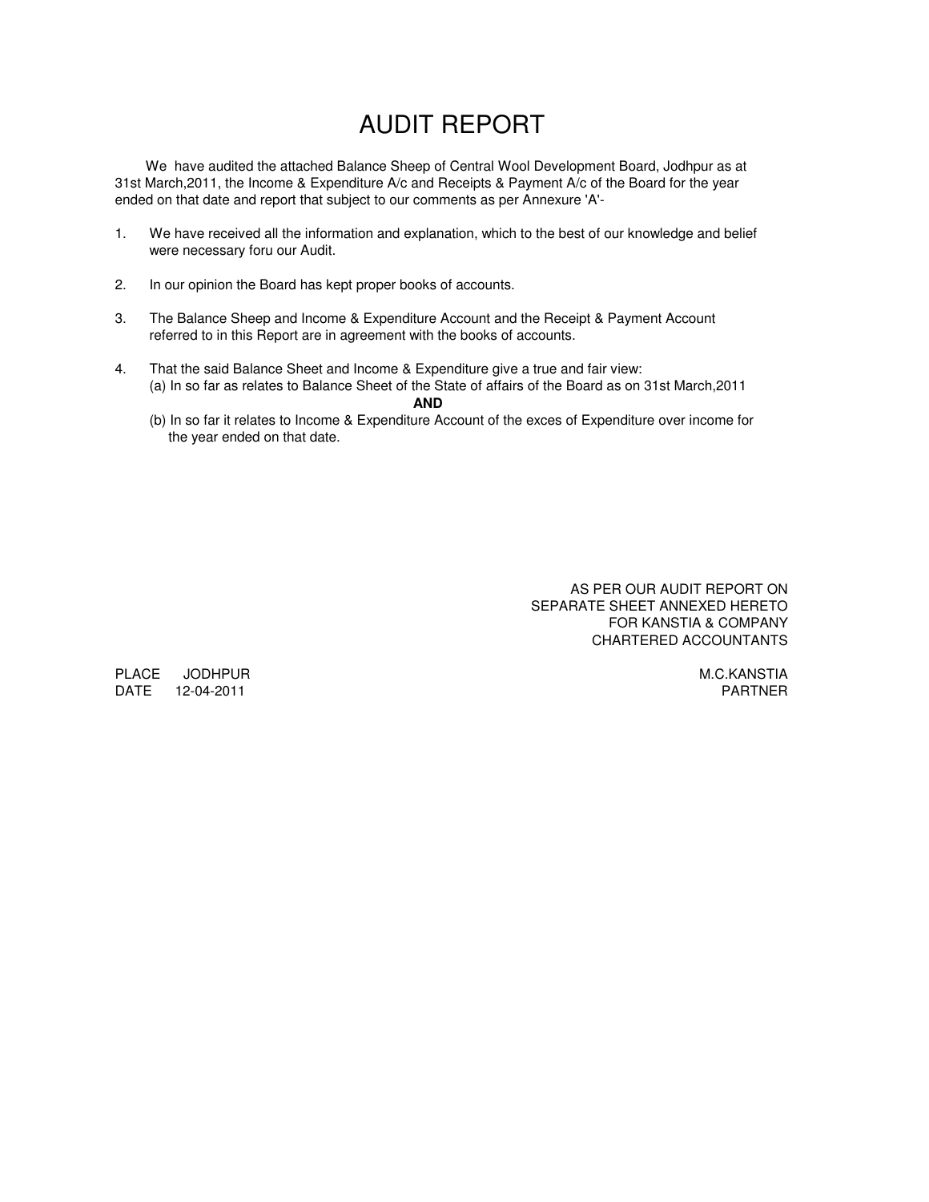# AUDIT REPORT

We have audited the attached Balance Sheep of Central Wool Development Board, Jodhpur as at 31st March,2011, the Income & Expenditure A/c and Receipts & Payment A/c of the Board for the year ended on that date and report that subject to our comments as per Annexure 'A'-

1. We have received all the information and explanation, which to the best of our knowledge and belief were necessary foru our Audit.

2. In our opinion the Board has kept proper books of accounts.

3. The Balance Sheep and Income & Expenditure Account and the Receipt & Payment Account referred to in this Report are in agreement with the books of accounts.

4. That the said Balance Sheet and Income & Expenditure give a true and fair view:
   (a) In so far as relates to Balance Sheet of the State of affairs of the Board as on 31st March,2011

   **AND**

   (b) In so far it relates to Income & Expenditure Account of the exces of Expenditure over income for the year ended on that date.

AS PER OUR AUDIT REPORT ON
SEPARATE SHEET ANNEXED HERETO
FOR KANSTIA & COMPANY
CHARTERED ACCOUNTANTS

PLACE JODHPUR
DATE 12-04-2011

M.C.KANSTIA
PARTNER